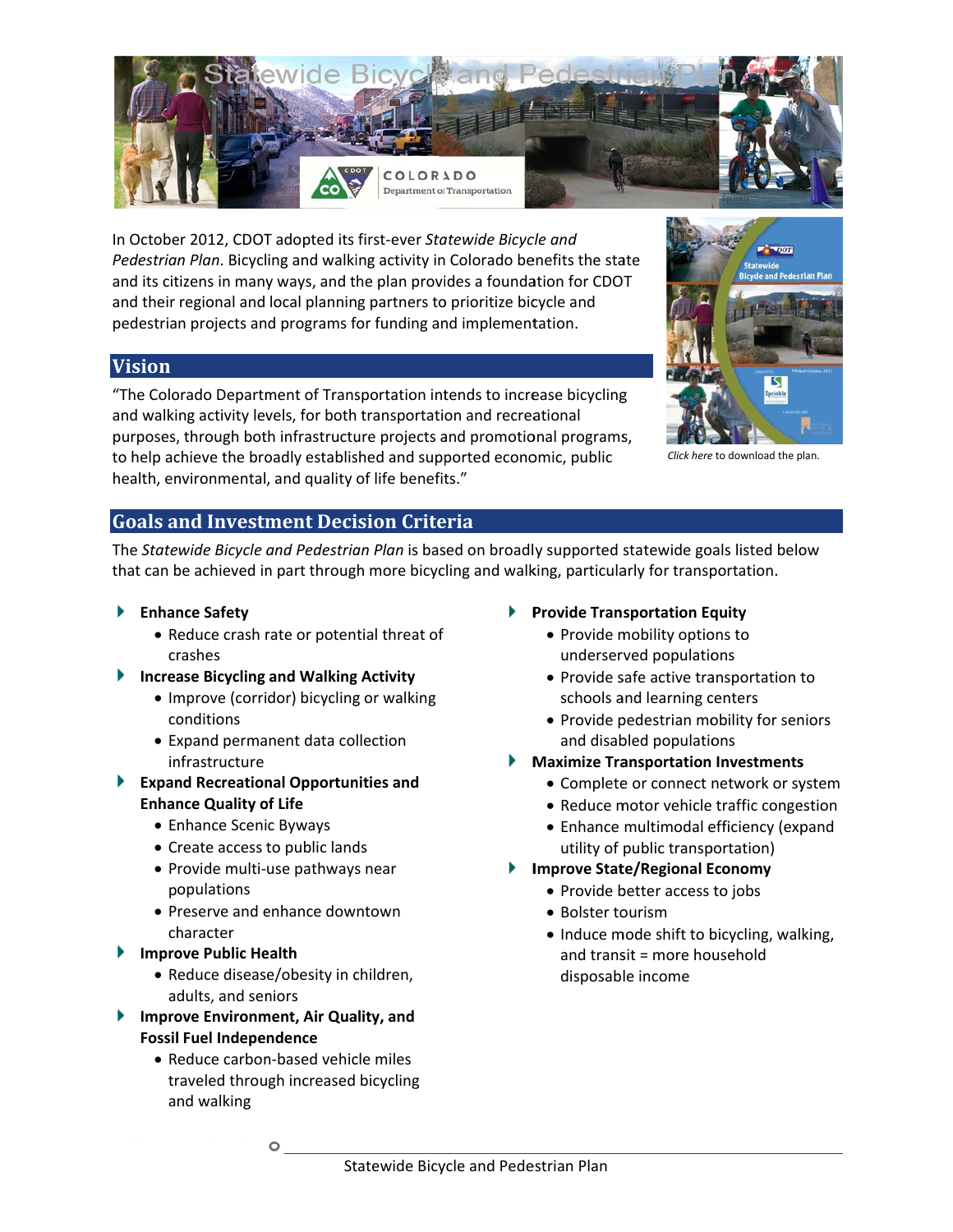# Statewide Bicycle and Pedestrian Plan

In October 2012, CDOT adopted its first-ever *Statewide Bicycle and Pedestrian Plan*. Bicycling and walking activity in Colorado benefits the state and its citizens in many ways, and the plan provides a foundation for CDOT and their regional and local planning partners to prioritize bicycle and pedestrian projects and programs for funding and implementation.

*Click here* to download the plan.

## Vision

"The Colorado Department of Transportation intends to increase bicycling and walking activity levels, for both transportation and recreational purposes, through both infrastructure projects and promotional programs, to help achieve the broadly established and supported economic, public health, environmental, and quality of life benefits."

## Goals and Investment Decision Criteria

The *Statewide Bicycle and Pedestrian Plan* is based on broadly supported statewide goals listed below that can be achieved in part through more bicycling and walking, particularly for transportation.

- **Enhance Safety**
  - Reduce crash rate or potential threat of crashes
- **Increase Bicycling and Walking Activity**
  - Improve (corridor) bicycling or walking conditions
  - Expand permanent data collection infrastructure
- **Expand Recreational Opportunities and Enhance Quality of Life**
  - Enhance Scenic Byways
  - Create access to public lands
  - Provide multi-use pathways near populations
  - Preserve and enhance downtown character
- **Improve Public Health**
  - Reduce disease/obesity in children, adults, and seniors
- **Improve Environment, Air Quality, and Fossil Fuel Independence**
  - Reduce carbon-based vehicle miles traveled through increased bicycling and walking
- **Provide Transportation Equity**
  - Provide mobility options to underserved populations
  - Provide safe active transportation to schools and learning centers
  - Provide pedestrian mobility for seniors and disabled populations
- **Maximize Transportation Investments**
  - Complete or connect network or system
  - Reduce motor vehicle traffic congestion
  - Enhance multimodal efficiency (expand utility of public transportation)
- **Improve State/Regional Economy**
  - Provide better access to jobs
  - Bolster tourism
  - Induce mode shift to bicycling, walking, and transit = more household disposable income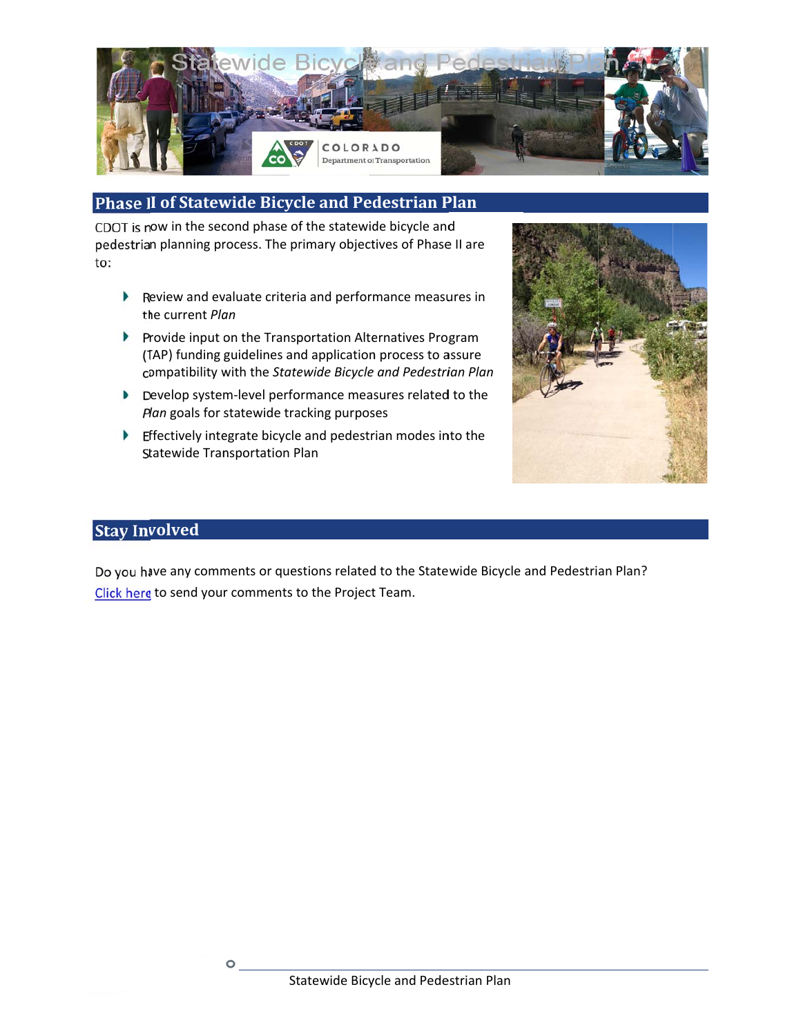## Phase II of Statewide Bicycle and Pedestrian Plan

CDOT is now in the second phase of the statewide bicycle and pedestrian planning process. The primary objectives of Phase II are to:

- Review and evaluate criteria and performance measures in the current *Plan*
- Provide input on the Transportation Alternatives Program (TAP) funding guidelines and application process to assure compatibility with the *Statewide Bicycle and Pedestrian Plan*
- Develop system-level performance measures related to the *Plan* goals for statewide tracking purposes
- Effectively integrate bicycle and pedestrian modes into the Statewide Transportation Plan

## Stay Involved

Do you have any comments or questions related to the Statewide Bicycle and Pedestrian Plan? Click here to send your comments to the Project Team.